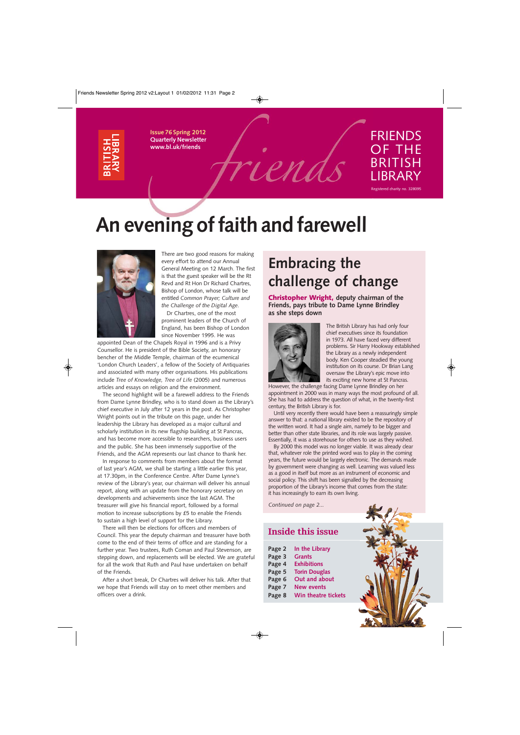Issue 76 Spring 2012
Quarterly Newsletter
www.bl.uk/friends

FRIENDS OF THE BRITISH LIBRARY

Registered charity no. 328095

# An evening of faith and farewell

There are two good reasons for making every effort to attend our Annual General Meeting on 12 March. The first is that the guest speaker will be the Rt Revd and Rt Hon Dr Richard Chartres, Bishop of London, whose talk will be entitled *Common Prayer; Culture and the Challenge of the Digital Age*.

Dr Chartres, one of the most prominent leaders of the Church of England, has been Bishop of London since November 1995. He was appointed Dean of the Chapels Royal in 1996 and is a Privy Counsellor. He is president of the Bible Society, an honorary bencher of the Middle Temple, chairman of the ecumenical 'London Church Leaders', a fellow of the Society of Antiquaries and associated with many other organisations. His publications include *Tree of Knowledge, Tree of Life* (2005) and numerous articles and essays on religion and the environment.

The second highlight will be a farewell address to the Friends from Dame Lynne Brindley, who is to stand down as the Library's chief executive in July after 12 years in the post. As Christopher Wright points out in the tribute on this page, under her leadership the Library has developed as a major cultural and scholarly institution in its new flagship building at St Pancras, and has become more accessible to researchers, business users and the public. She has been immensely supportive of the Friends, and the AGM represents our last chance to thank her.

In response to comments from members about the format of last year's AGM, we shall be starting a little earlier this year, at 17.30pm, in the Conference Centre. After Dame Lynne's review of the Library's year, our chairman will deliver his annual report, along with an update from the honorary secretary on developments and achievements since the last AGM. The treasurer will give his financial report, followed by a formal motion to increase subscriptions by £5 to enable the Friends to sustain a high level of support for the Library.

There will then be elections for officers and members of Council. This year the deputy chairman and treasurer have both come to the end of their terms of office and are standing for a further year. Two trustees, Ruth Coman and Paul Stevenson, are stepping down, and replacements will be elected. We are grateful for all the work that Ruth and Paul have undertaken on behalf of the Friends.

After a short break, Dr Chartres will deliver his talk. After that we hope that Friends will stay on to meet other members and officers over a drink.

## Embracing the challenge of change

**Christopher Wright, deputy chairman of the Friends, pays tribute to Dame Lynne Brindley as she steps down**

The British Library has had only four chief executives since its foundation in 1973. All have faced very different problems. Sir Harry Hookway established the Library as a newly independent body. Ken Cooper steadied the young institution on its course. Dr Brian Lang oversaw the Library's epic move into its exciting new home at St Pancras. However, the challenge facing Dame Lynne Brindley on her appointment in 2000 was in many ways the most profound of all. She has had to address the question of what, in the twenty-first century, the British Library is for.

Until very recently there would have been a reassuringly simple answer to that: a national library existed to be the repository of the written word. It had a single aim, namely to be bigger and better than other state libraries, and its role was largely passive. Essentially, it was a storehouse for others to use as they wished.

By 2000 this model was no longer viable. It was already clear that, whatever role the printed word was to play in the coming years, the future would be largely electronic. The demands made by government were changing as well. Learning was valued less as a good in itself but more as an instrument of economic and social policy. This shift has been signalled by the decreasing proportion of the Library's income that comes from the state: it has increasingly to earn its own living.

*Continued on page 2...*

## Inside this issue

- **Page 2** In the Library
- **Page 3** Grants
- **Page 4** Exhibitions
- **Page 5** Torin Douglas
- **Page 6** Out and about
- **Page 7** New events
- **Page 8** Win theatre tickets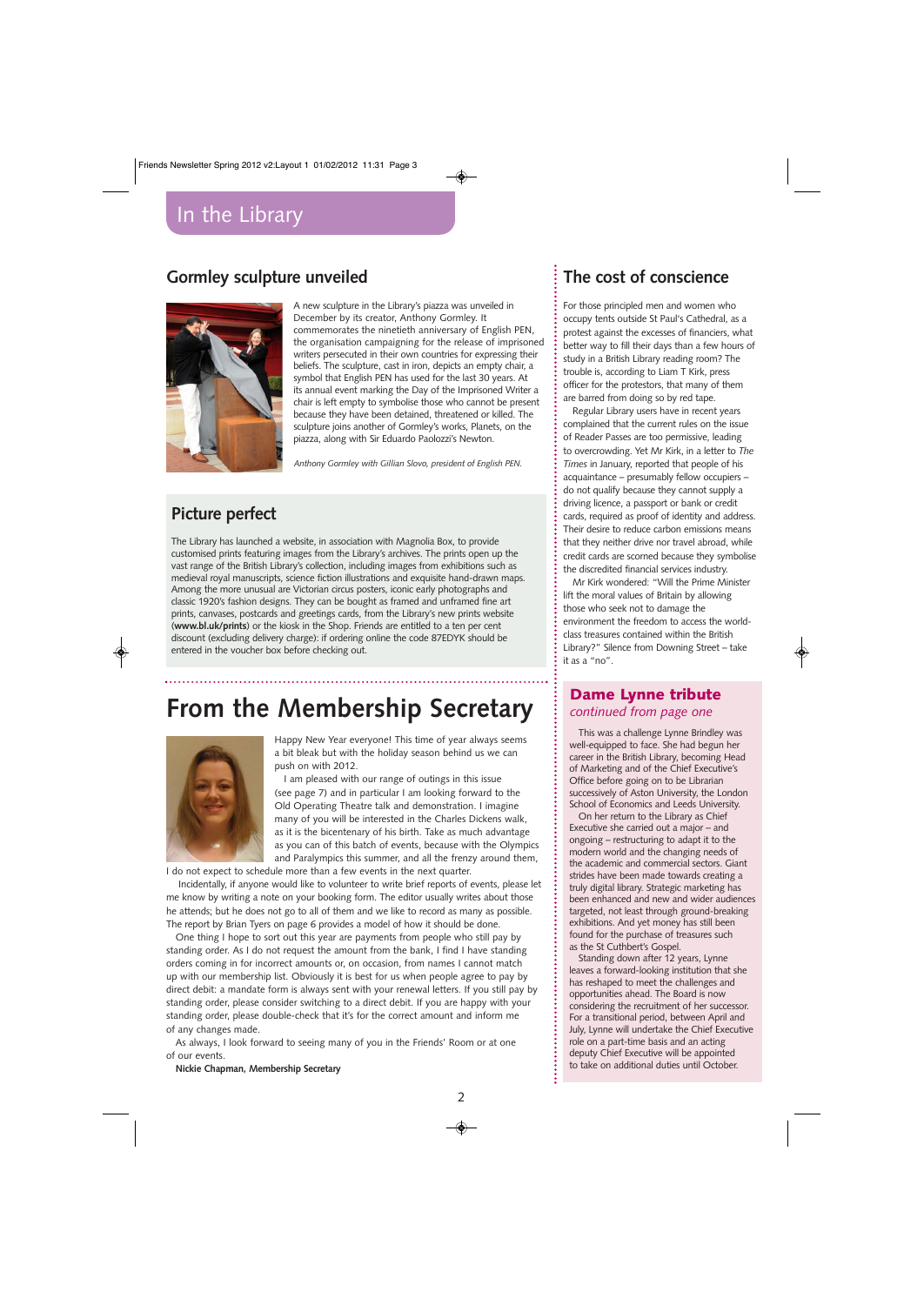# In the Library

## Gormley sculpture unveiled

A new sculpture in the Library's piazza was unveiled in December by its creator, Anthony Gormley. It commemorates the ninetieth anniversary of English PEN, the organisation campaigning for the release of imprisoned writers persecuted in their own countries for expressing their beliefs. The sculpture, cast in iron, depicts an empty chair, a symbol that English PEN has used for the last 30 years. At its annual event marking the Day of the Imprisoned Writer a chair is left empty to symbolise those who cannot be present because they have been detained, threatened or killed. The sculpture joins another of Gormley's works, Planets, on the piazza, along with Sir Eduardo Paolozzi's Newton.

*Anthony Gormley with Gillian Slovo, president of English PEN.*

## Picture perfect

The Library has launched a website, in association with Magnolia Box, to provide customised prints featuring images from the Library's archives. The prints open up the vast range of the British Library's collection, including images from exhibitions such as medieval royal manuscripts, science fiction illustrations and exquisite hand-drawn maps. Among the more unusual are Victorian circus posters, iconic early photographs and classic 1920's fashion designs. They can be bought as framed and unframed fine art prints, canvases, postcards and greetings cards, from the Library's new prints website (**www.bl.uk/prints**) or the kiosk in the Shop. Friends are entitled to a ten per cent discount (excluding delivery charge): if ordering online the code 87EDYK should be entered in the voucher box before checking out.

# From the Membership Secretary

Happy New Year everyone! This time of year always seems a bit bleak but with the holiday season behind us we can push on with 2012.

I am pleased with our range of outings in this issue (see page 7) and in particular I am looking forward to the Old Operating Theatre talk and demonstration. I imagine many of you will be interested in the Charles Dickens walk, as it is the bicentenary of his birth. Take as much advantage as you can of this batch of events, because with the Olympics and Paralympics this summer, and all the frenzy around them, I do not expect to schedule more than a few events in the next quarter.

Incidentally, if anyone would like to volunteer to write brief reports of events, please let me know by writing a note on your booking form. The editor usually writes about those he attends; but he does not go to all of them and we like to record as many as possible. The report by Brian Tyers on page 6 provides a model of how it should be done.

One thing I hope to sort out this year are payments from people who still pay by standing order. As I do not request the amount from the bank, I find I have standing orders coming in for incorrect amounts or, on occasion, from names I cannot match up with our membership list. Obviously it is best for us when people agree to pay by direct debit: a mandate form is always sent with your renewal letters. If you still pay by standing order, please consider switching to a direct debit. If you are happy with your standing order, please double-check that it's for the correct amount and inform me of any changes made.

As always, I look forward to seeing many of you in the Friends' Room or at one of our events.

**Nickie Chapman, Membership Secretary**

## The cost of conscience

For those principled men and women who occupy tents outside St Paul's Cathedral, as a protest against the excesses of financiers, what better way to fill their days than a few hours of study in a British Library reading room? The trouble is, according to Liam T Kirk, press officer for the protestors, that many of them are barred from doing so by red tape.

Regular Library users have in recent years complained that the current rules on the issue of Reader Passes are too permissive, leading to overcrowding. Yet Mr Kirk, in a letter to *The Times* in January, reported that people of his acquaintance – presumably fellow occupiers – do not qualify because they cannot supply a driving licence, a passport or bank or credit cards, required as proof of identity and address. Their desire to reduce carbon emissions means that they neither drive nor travel abroad, while credit cards are scorned because they symbolise the discredited financial services industry.

Mr Kirk wondered: "Will the Prime Minister lift the moral values of Britain by allowing those who seek not to damage the environment the freedom to access the world-class treasures contained within the British Library?" Silence from Downing Street – take it as a "no".

## Dame Lynne tribute
*continued from page one*

This was a challenge Lynne Brindley was well-equipped to face. She had begun her career in the British Library, becoming Head of Marketing and of the Chief Executive's Office before going on to be Librarian successively of Aston University, the London School of Economics and Leeds University.

On her return to the Library as Chief Executive she carried out a major – and ongoing – restructuring to adapt it to the modern world and the changing needs of the academic and commercial sectors. Giant strides have been made towards creating a truly digital library. Strategic marketing has been enhanced and new and wider audiences targeted, not least through ground-breaking exhibitions. And yet money has still been found for the purchase of treasures such as the St Cuthbert's Gospel.

Standing down after 12 years, Lynne leaves a forward-looking institution that she has reshaped to meet the challenges and opportunities ahead. The Board is now considering the recruitment of her successor. For a transitional period, between April and July, Lynne will undertake the Chief Executive role on a part-time basis and an acting deputy Chief Executive will be appointed to take on additional duties until October.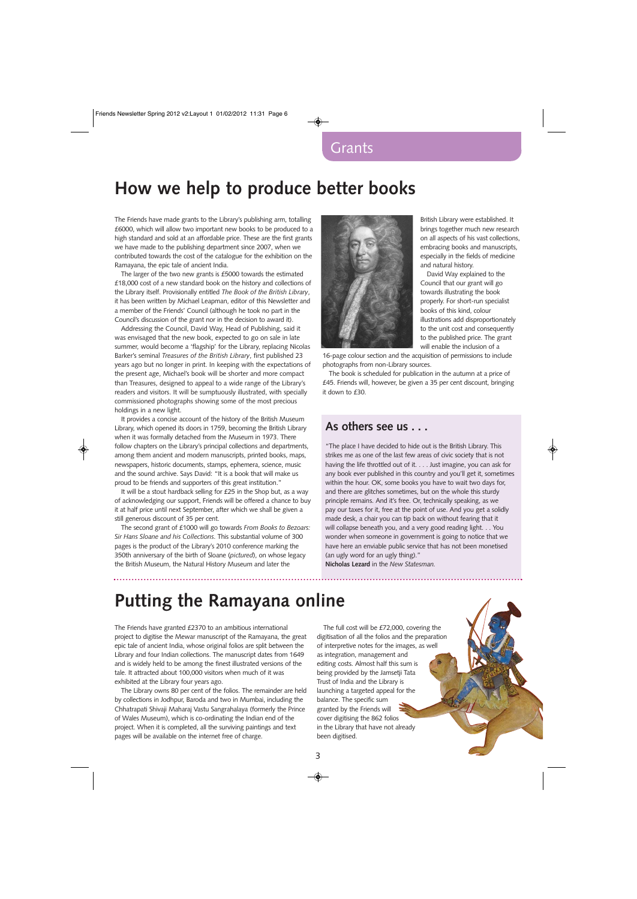## Grants

# How we help to produce better books

The Friends have made grants to the Library's publishing arm, totalling £6000, which will allow two important new books to be produced to a high standard and sold at an affordable price. These are the first grants we have made to the publishing department since 2007, when we contributed towards the cost of the catalogue for the exhibition on the Ramayana, the epic tale of ancient India.

The larger of the two new grants is £5000 towards the estimated £18,000 cost of a new standard book on the history and collections of the Library itself. Provisionally entitled *The Book of the British Library*, it has been written by Michael Leapman, editor of this Newsletter and a member of the Friends' Council (although he took no part in the Council's discussion of the grant nor in the decision to award it).

Addressing the Council, David Way, Head of Publishing, said it was envisaged that the new book, expected to go on sale in late summer, would become a 'flagship' for the Library, replacing Nicolas Barker's seminal *Treasures of the British Library*, first published 23 years ago but no longer in print. In keeping with the expectations of the present age, Michael's book will be shorter and more compact than Treasures, designed to appeal to a wide range of the Library's readers and visitors. It will be sumptuously illustrated, with specially commissioned photographs showing some of the most precious holdings in a new light.

It provides a concise account of the history of the British Museum Library, which opened its doors in 1759, becoming the British Library when it was formally detached from the Museum in 1973. There follow chapters on the Library's principal collections and departments, among them ancient and modern manuscripts, printed books, maps, newspapers, historic documents, stamps, ephemera, science, music and the sound archive. Says David: "It is a book that will make us proud to be friends and supporters of this great institution."

It will be a stout hardback selling for £25 in the Shop but, as a way of acknowledging our support, Friends will be offered a chance to buy it at half price until next September, after which we shall be given a still generous discount of 35 per cent.

The second grant of £1000 will go towards *From Books to Bezoars: Sir Hans Sloane and his Collections*. This substantial volume of 300 pages is the product of the Library's 2010 conference marking the 350th anniversary of the birth of Sloane (*pictured*), on whose legacy the British Museum, the Natural History Museum and later the British Library were established. It brings together much new research on all aspects of his vast collections, embracing books and manuscripts, especially in the fields of medicine and natural history.

David Way explained to the Council that our grant will go towards illustrating the book properly. For short-run specialist books of this kind, colour illustrations add disproportionately to the unit cost and consequently to the published price. The grant will enable the inclusion of a 16-page colour section and the acquisition of permissions to include photographs from non-Library sources.

The book is scheduled for publication in the autumn at a price of £45. Friends will, however, be given a 35 per cent discount, bringing it down to £30.

## As others see us . . .

"The place I have decided to hide out is the British Library. This strikes me as one of the last few areas of civic society that is not having the life throttled out of it. . . . Just imagine, you can ask for any book ever published in this country and you'll get it, sometimes within the hour. OK, some books you have to wait two days for, and there are glitches sometimes, but on the whole this sturdy principle remains. And it's free. Or, technically speaking, as we pay our taxes for it, free at the point of use. And you get a solidly made desk, a chair you can tip back on without fearing that it will collapse beneath you, and a very good reading light. . . You wonder when someone in government is going to notice that we have here an enviable public service that has not been monetised (an ugly word for an ugly thing)."

**Nicholas Lezard** in the *New Statesman*.

# Putting the Ramayana online

The Friends have granted £2370 to an ambitious international project to digitise the Mewar manuscript of the Ramayana, the great epic tale of ancient India, whose original folios are split between the Library and four Indian collections. The manuscript dates from 1649 and is widely held to be among the finest illustrated versions of the tale. It attracted about 100,000 visitors when much of it was exhibited at the Library four years ago.

The Library owns 80 per cent of the folios. The remainder are held by collections in Jodhpur, Baroda and two in Mumbai, including the Chhatrapati Shivaji Maharaj Vastu Sangrahalaya (formerly the Prince of Wales Museum), which is co-ordinating the Indian end of the project. When it is completed, all the surviving paintings and text pages will be available on the internet free of charge.

The full cost will be £72,000, covering the digitisation of all the folios and the preparation of interpretive notes for the images, as well as integration, management and editing costs. Almost half this sum is being provided by the Jamsetji Tata Trust of India and the Library is launching a targeted appeal for the balance. The specific sum granted by the Friends will cover digitising the 862 folios in the Library that have not already been digitised.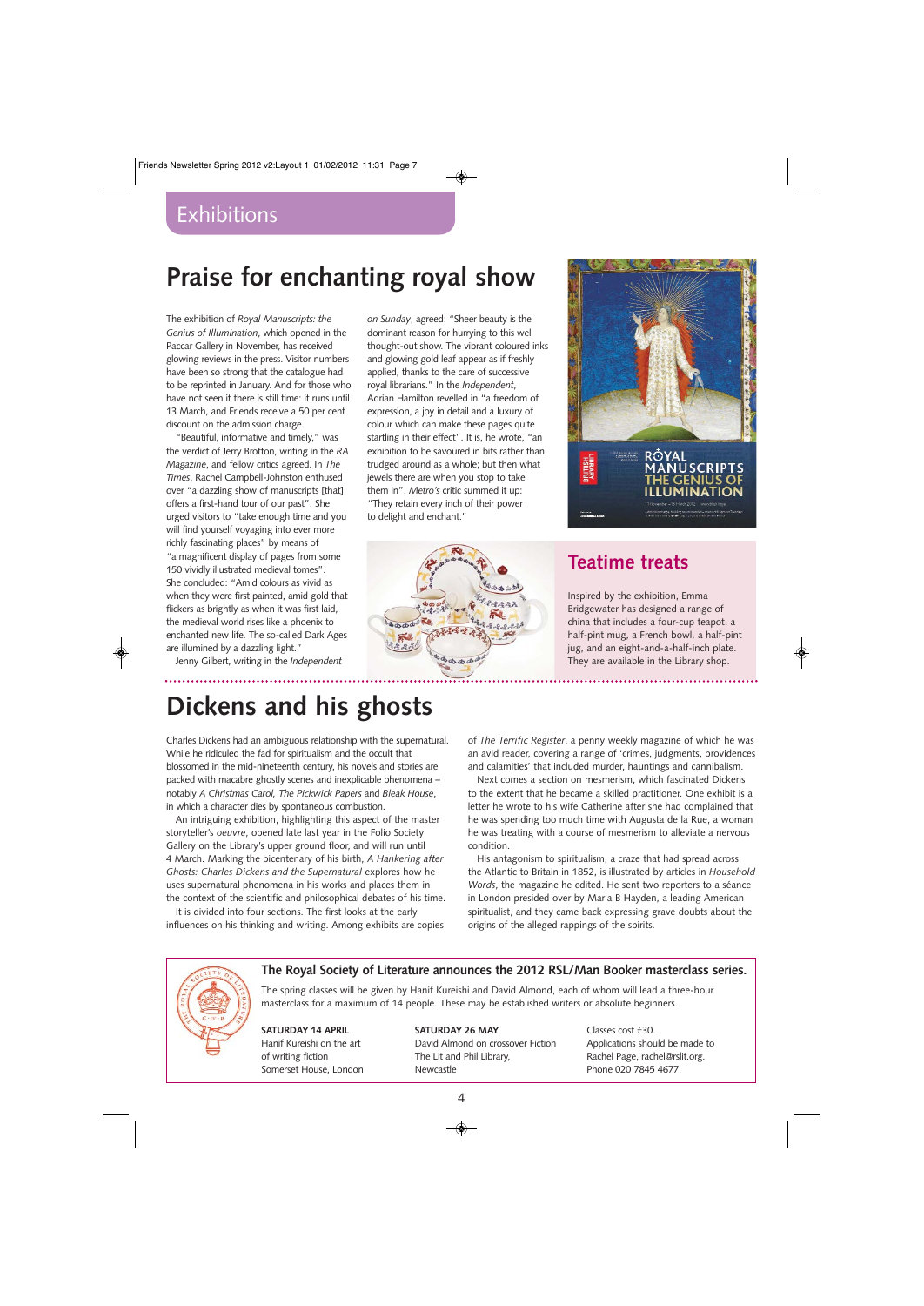## Exhibitions

# Praise for enchanting royal show

The exhibition of *Royal Manuscripts: the Genius of Illumination*, which opened in the Paccar Gallery in November, has received glowing reviews in the press. Visitor numbers have been so strong that the catalogue had to be reprinted in January. And for those who have not seen it there is still time: it runs until 13 March, and Friends receive a 50 per cent discount on the admission charge.

"Beautiful, informative and timely," was the verdict of Jerry Brotton, writing in the *RA Magazine*, and fellow critics agreed. In *The Times*, Rachel Campbell-Johnston enthused over "a dazzling show of manuscripts [that] offers a first-hand tour of our past". She urged visitors to "take enough time and you will find yourself voyaging into ever more richly fascinating places" by means of "a magnificent display of pages from some 150 vividly illustrated medieval tomes". She concluded: "Amid colours as vivid as when they were first painted, amid gold that flickers as brightly as when it was first laid, the medieval world rises like a phoenix to enchanted new life. The so-called Dark Ages are illumined by a dazzling light."

Jenny Gilbert, writing in the *Independent on Sunday*, agreed: "Sheer beauty is the dominant reason for hurrying to this well thought-out show. The vibrant coloured inks and glowing gold leaf appear as if freshly applied, thanks to the care of successive royal librarians." In the *Independent*, Adrian Hamilton revelled in "a freedom of expression, a joy in detail and a luxury of colour which can make these pages quite startling in their effect". It is, he wrote, "an exhibition to be savoured in bits rather than trudged around as a whole; but then what jewels there are when you stop to take them in". *Metro's* critic summed it up: "They retain every inch of their power to delight and enchant."

## Teatime treats

Inspired by the exhibition, Emma Bridgewater has designed a range of china that includes a four-cup teapot, a half-pint mug, a French bowl, a half-pint jug, and an eight-and-a-half-inch plate. They are available in the Library shop.

# Dickens and his ghosts

Charles Dickens had an ambiguous relationship with the supernatural. While he ridiculed the fad for spiritualism and the occult that blossomed in the mid-nineteenth century, his novels and stories are packed with macabre ghostly scenes and inexplicable phenomena – notably *A Christmas Carol*, *The Pickwick Papers* and *Bleak House*, in which a character dies by spontaneous combustion.

An intriguing exhibition, highlighting this aspect of the master storyteller's *oeuvre*, opened late last year in the Folio Society Gallery on the Library's upper ground floor, and will run until 4 March. Marking the bicentenary of his birth, *A Hankering after Ghosts: Charles Dickens and the Supernatural* explores how he uses supernatural phenomena in his works and places them in the context of the scientific and philosophical debates of his time.

It is divided into four sections. The first looks at the early influences on his thinking and writing. Among exhibits are copies of *The Terrific Register*, a penny weekly magazine of which he was an avid reader, covering a range of 'crimes, judgments, providences and calamities' that included murder, hauntings and cannibalism.

Next comes a section on mesmerism, which fascinated Dickens to the extent that he became a skilled practitioner. One exhibit is a letter he wrote to his wife Catherine after she had complained that he was spending too much time with Augusta de la Rue, a woman he was treating with a course of mesmerism to alleviate a nervous condition.

His antagonism to spiritualism, a craze that had spread across the Atlantic to Britain in 1852, is illustrated by articles in *Household Words*, the magazine he edited. He sent two reporters to a séance in London presided over by Maria B Hayden, a leading American spiritualist, and they came back expressing grave doubts about the origins of the alleged rappings of the spirits.

**The Royal Society of Literature announces the 2012 RSL/Man Booker masterclass series.**

The spring classes will be given by Hanif Kureishi and David Almond, each of whom will lead a three-hour masterclass for a maximum of 14 people. These may be established writers or absolute beginners.

**SATURDAY 14 APRIL**
Hanif Kureishi on the art of writing fiction
Somerset House, London

**SATURDAY 26 MAY**
David Almond on crossover Fiction
The Lit and Phil Library, Newcastle

Classes cost £30.
Applications should be made to Rachel Page, rachel@rslit.org.
Phone 020 7845 4677.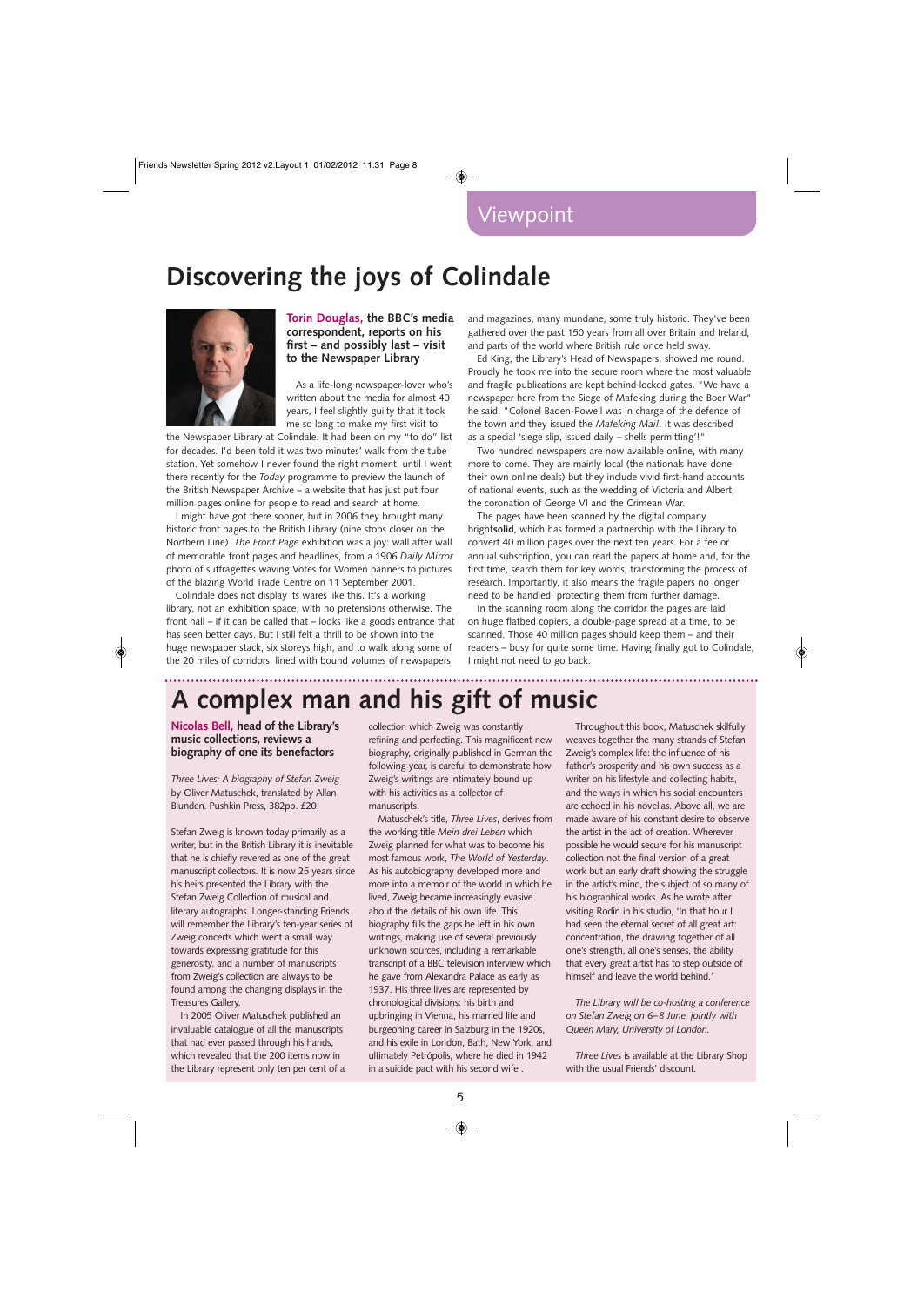Viewpoint

# Discovering the joys of Colindale

**Torin Douglas, the BBC's media correspondent, reports on his first – and possibly last – visit to the Newspaper Library**

As a life-long newspaper-lover who's written about the media for almost 40 years, I feel slightly guilty that it took me so long to make my first visit to the Newspaper Library at Colindale. It had been on my "to do" list for decades. I'd been told it was two minutes' walk from the tube station. Yet somehow I never found the right moment, until I went there recently for the *Today* programme to preview the launch of the British Newspaper Archive – a website that has just put four million pages online for people to read and search at home.

I might have got there sooner, but in 2006 they brought many historic front pages to the British Library (nine stops closer on the Northern Line). *The Front Page* exhibition was a joy: wall after wall of memorable front pages and headlines, from a 1906 *Daily Mirror* photo of suffragettes waving Votes for Women banners to pictures of the blazing World Trade Centre on 11 September 2001.

Colindale does not display its wares like this. It's a working library, not an exhibition space, with no pretensions otherwise. The front hall – if it can be called that – looks like a goods entrance that has seen better days. But I still felt a thrill to be shown into the huge newspaper stack, six storeys high, and to walk along some of the 20 miles of corridors, lined with bound volumes of newspapers and magazines, many mundane, some truly historic. They've been gathered over the past 150 years from all over Britain and Ireland, and parts of the world where British rule once held sway.

Ed King, the Library's Head of Newspapers, showed me round. Proudly he took me into the secure room where the most valuable and fragile publications are kept behind locked gates. "We have a newspaper here from the Siege of Mafeking during the Boer War" he said. "Colonel Baden-Powell was in charge of the defence of the town and they issued the *Mafeking Mail*. It was described as a special 'siege slip, issued daily – shells permitting'!"

Two hundred newspapers are now available online, with many more to come. They are mainly local (the nationals have done their own online deals) but they include vivid first-hand accounts of national events, such as the wedding of Victoria and Albert, the coronation of George VI and the Crimean War.

The pages have been scanned by the digital company bright**solid**, which has formed a partnership with the Library to convert 40 million pages over the next ten years. For a fee or annual subscription, you can read the papers at home and, for the first time, search them for key words, transforming the process of research. Importantly, it also means the fragile papers no longer need to be handled, protecting them from further damage.

In the scanning room along the corridor the pages are laid on huge flatbed copiers, a double-page spread at a time, to be scanned. Those 40 million pages should keep them – and their readers – busy for quite some time. Having finally got to Colindale, I might not need to go back.

# A complex man and his gift of music

**Nicolas Bell, head of the Library's music collections, reviews a biography of one its benefactors**

*Three Lives: A biography of Stefan Zweig* by Oliver Matuschek, translated by Allan Blunden. Pushkin Press, 382pp. £20.

Stefan Zweig is known today primarily as a writer, but in the British Library it is inevitable that he is chiefly revered as one of the great manuscript collectors. It is now 25 years since his heirs presented the Library with the Stefan Zweig Collection of musical and literary autographs. Longer-standing Friends will remember the Library's ten-year series of Zweig concerts which went a small way towards expressing gratitude for this generosity, and a number of manuscripts from Zweig's collection are always to be found among the changing displays in the Treasures Gallery.

In 2005 Oliver Matuschek published an invaluable catalogue of all the manuscripts that had ever passed through his hands, which revealed that the 200 items now in the Library represent only ten per cent of a collection which Zweig was constantly refining and perfecting. This magnificent new biography, originally published in German the following year, is careful to demonstrate how Zweig's writings are intimately bound up with his activities as a collector of manuscripts.

Matuschek's title, *Three Lives*, derives from the working title *Mein drei Leben* which Zweig planned for what was to become his most famous work, *The World of Yesterday*. As his autobiography developed more and more into a memoir of the world in which he lived, Zweig became increasingly evasive about the details of his own life. This biography fills the gaps he left in his own writings, making use of several previously unknown sources, including a remarkable transcript of a BBC television interview which he gave from Alexandra Palace as early as 1937. His three lives are represented by chronological divisions: his birth and upbringing in Vienna, his married life and burgeoning career in Salzburg in the 1920s, and his exile in London, Bath, New York, and ultimately Petrópolis, where he died in 1942 in a suicide pact with his second wife .

Throughout this book, Matuschek skilfully weaves together the many strands of Stefan Zweig's complex life: the influence of his father's prosperity and his own success as a writer on his lifestyle and collecting habits, and the ways in which his social encounters are echoed in his novellas. Above all, we are made aware of his constant desire to observe the artist in the act of creation. Wherever possible he would secure for his manuscript collection not the final version of a great work but an early draft showing the struggle in the artist's mind, the subject of so many of his biographical works. As he wrote after visiting Rodin in his studio, 'In that hour I had seen the eternal secret of all great art: concentration, the drawing together of all one's strength, all one's senses, the ability that every great artist has to step outside of himself and leave the world behind.'

*The Library will be co-hosting a conference on Stefan Zweig on 6–8 June, jointly with Queen Mary, University of London.*

*Three Lives* is available at the Library Shop with the usual Friends' discount.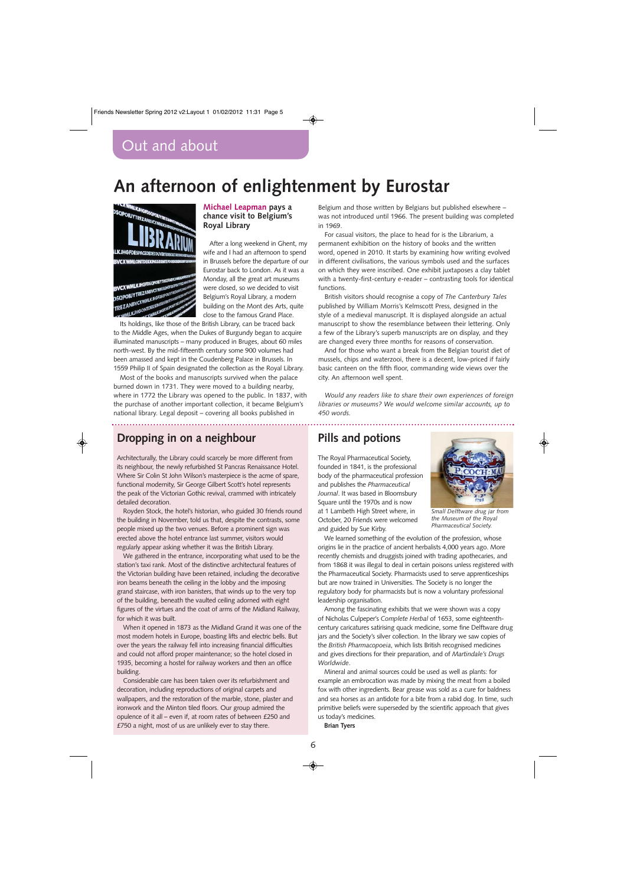## Out and about

# An afternoon of enlightenment by Eurostar

**Michael Leapman pays a chance visit to Belgium's Royal Library**

After a long weekend in Ghent, my wife and I had an afternoon to spend in Brussels before the departure of our Eurostar back to London. As it was a Monday, all the great art museums were closed, so we decided to visit Belgium's Royal Library, a modern building on the Mont des Arts, quite close to the famous Grand Place.

Its holdings, like those of the British Library, can be traced back to the Middle Ages, when the Dukes of Burgundy began to acquire illuminated manuscripts – many produced in Bruges, about 60 miles north-west. By the mid-fifteenth century some 900 volumes had been amassed and kept in the Coudenberg Palace in Brussels. In 1559 Philip II of Spain designated the collection as the Royal Library.

Most of the books and manuscripts survived when the palace burned down in 1731. They were moved to a building nearby, where in 1772 the Library was opened to the public. In 1837, with the purchase of another important collection, it became Belgium's national library. Legal deposit – covering all books published in Belgium and those written by Belgians but published elsewhere – was not introduced until 1966. The present building was completed in 1969.

For casual visitors, the place to head for is the Librarium, a permanent exhibition on the history of books and the written word, opened in 2010. It starts by examining how writing evolved in different civilisations, the various symbols used and the surfaces on which they were inscribed. One exhibit juxtaposes a clay tablet with a twenty-first-century e-reader – contrasting tools for identical functions.

British visitors should recognise a copy of *The Canterbury Tales* published by William Morris's Kelmscott Press, designed in the style of a medieval manuscript. It is displayed alongside an actual manuscript to show the resemblance between their lettering. Only a few of the Library's superb manuscripts are on display, and they are changed every three months for reasons of conservation.

And for those who want a break from the Belgian tourist diet of mussels, chips and waterzooi, there is a decent, low-priced if fairly basic canteen on the fifth floor, commanding wide views over the city. An afternoon well spent.

*Would any readers like to share their own experiences of foreign libraries or museums? We would welcome similar accounts, up to 450 words.*

## Dropping in on a neighbour

Architecturally, the Library could scarcely be more different from its neighbour, the newly refurbished St Pancras Renaissance Hotel. Where Sir Colin St John Wilson's masterpiece is the acme of spare, functional modernity, Sir George Gilbert Scott's hotel represents the peak of the Victorian Gothic revival, crammed with intricately detailed decoration.

Royden Stock, the hotel's historian, who guided 30 friends round the building in November, told us that, despite the contrasts, some people mixed up the two venues. Before a prominent sign was erected above the hotel entrance last summer, visitors would regularly appear asking whether it was the British Library.

We gathered in the entrance, incorporating what used to be the station's taxi rank. Most of the distinctive architectural features of the Victorian building have been retained, including the decorative iron beams beneath the ceiling in the lobby and the imposing grand staircase, with iron banisters, that winds up to the very top of the building, beneath the vaulted ceiling adorned with eight figures of the virtues and the coat of arms of the Midland Railway, for which it was built.

When it opened in 1873 as the Midland Grand it was one of the most modern hotels in Europe, boasting lifts and electric bells. But over the years the railway fell into increasing financial difficulties and could not afford proper maintenance; so the hotel closed in 1935, becoming a hostel for railway workers and then an office building.

Considerable care has been taken over its refurbishment and decoration, including reproductions of original carpets and wallpapers, and the restoration of the marble, stone, plaster and ironwork and the Minton tiled floors. Our group admired the opulence of it all – even if, at room rates of between £250 and £750 a night, most of us are unlikely ever to stay there.

## Pills and potions

The Royal Pharmaceutical Society, founded in 1841, is the professional body of the pharmaceutical profession and publishes the *Pharmaceutical Journal*. It was based in Bloomsbury Square until the 1970s and is now at 1 Lambeth High Street where, in October, 20 Friends were welcomed and guided by Sue Kirby.

*Small Delftware drug jar from the Museum of the Royal Pharmaceutical Society.*

We learned something of the evolution of the profession, whose origins lie in the practice of ancient herbalists 4,000 years ago. More recently chemists and druggists joined with trading apothecaries, and from 1868 it was illegal to deal in certain poisons unless registered with the Pharmaceutical Society. Pharmacists used to serve apprenticeships but are now trained in Universities. The Society is no longer the regulatory body for pharmacists but is now a voluntary professional leadership organisation.

Among the fascinating exhibits that we were shown was a copy of Nicholas Culpeper's *Complete Herbal* of 1653, some eighteenth-century caricatures satirising quack medicine, some fine Delftware drug jars and the Society's silver collection. In the library we saw copies of the *British Pharmacopoeia*, which lists British recognised medicines and gives directions for their preparation, and of *Martindale's Drugs Worldwide*.

Mineral and animal sources could be used as well as plants: for example an embrocation was made by mixing the meat from a boiled fox with other ingredients. Bear grease was sold as a cure for baldness and sea horses as an antidote for a bite from a rabid dog. In time, such primitive beliefs were superseded by the scientific approach that gives us today's medicines.

**Brian Tyers**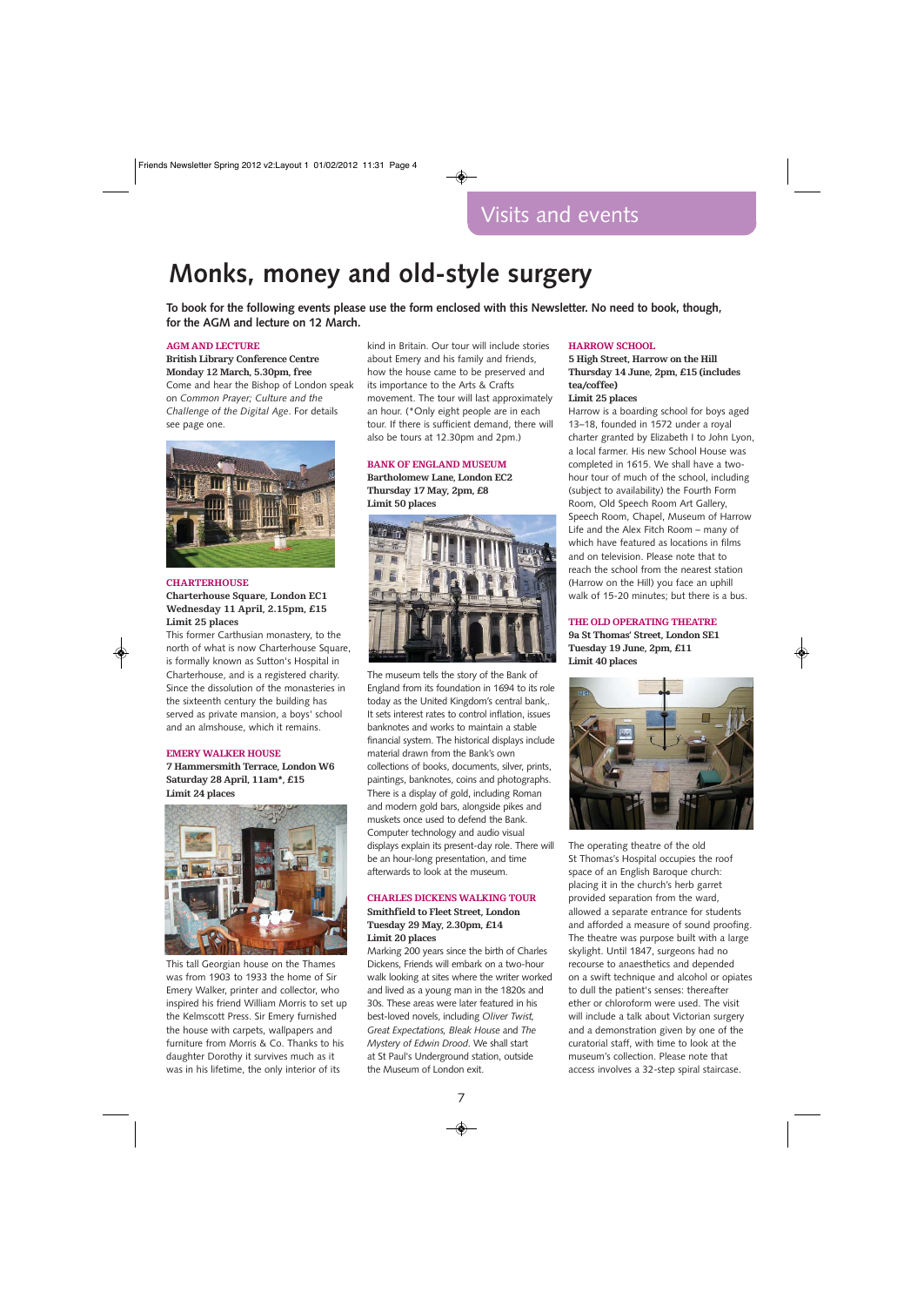Visits and events

# Monks, money and old-style surgery

**To book for the following events please use the form enclosed with this Newsletter. No need to book, though, for the AGM and lecture on 12 March.**

### AGM AND LECTURE

**British Library Conference Centre**
**Monday 12 March, 5.30pm, free**

Come and hear the Bishop of London speak on *Common Prayer; Culture and the Challenge of the Digital Age*. For details see page one.

### CHARTERHOUSE

**Charterhouse Square, London EC1**
**Wednesday 11 April, 2.15pm, £15**
**Limit 25 places**

This former Carthusian monastery, to the north of what is now Charterhouse Square, is formally known as Sutton's Hospital in Charterhouse, and is a registered charity. Since the dissolution of the monasteries in the sixteenth century the building has served as private mansion, a boys' school and an almshouse, which it remains.

### EMERY WALKER HOUSE

**7 Hammersmith Terrace, London W6**
**Saturday 28 April, 11am*, £15**
**Limit 24 places**

This tall Georgian house on the Thames was from 1903 to 1933 the home of Sir Emery Walker, printer and collector, who inspired his friend William Morris to set up the Kelmscott Press. Sir Emery furnished the house with carpets, wallpapers and furniture from Morris & Co. Thanks to his daughter Dorothy it survives much as it was in his lifetime, the only interior of its kind in Britain. Our tour will include stories about Emery and his family and friends, how the house came to be preserved and its importance to the Arts & Crafts movement. The tour will last approximately an hour. (*Only eight people are in each tour. If there is sufficient demand, there will also be tours at 12.30pm and 2pm.)

### BANK OF ENGLAND MUSEUM

**Bartholomew Lane, London EC2**
**Thursday 17 May, 2pm, £8**
**Limit 50 places**

The museum tells the story of the Bank of England from its foundation in 1694 to its role today as the United Kingdom's central bank,. It sets interest rates to control inflation, issues banknotes and works to maintain a stable financial system. The historical displays include material drawn from the Bank's own collections of books, documents, silver, prints, paintings, banknotes, coins and photographs. There is a display of gold, including Roman and modern gold bars, alongside pikes and muskets once used to defend the Bank. Computer technology and audio visual displays explain its present-day role. There will be an hour-long presentation, and time afterwards to look at the museum.

### CHARLES DICKENS WALKING TOUR

**Smithfield to Fleet Street, London**
**Tuesday 29 May, 2.30pm, £14**
**Limit 20 places**

Marking 200 years since the birth of Charles Dickens, Friends will embark on a two-hour walk looking at sites where the writer worked and lived as a young man in the 1820s and 30s. These areas were later featured in his best-loved novels, including *Oliver Twist, Great Expectations*, *Bleak House* and *The Mystery of Edwin Drood*. We shall start at St Paul's Underground station, outside the Museum of London exit.

### HARROW SCHOOL

**5 High Street, Harrow on the Hill**
**Thursday 14 June, 2pm, £15 (includes tea/coffee)**
**Limit 25 places**

Harrow is a boarding school for boys aged 13–18, founded in 1572 under a royal charter granted by Elizabeth I to John Lyon, a local farmer. His new School House was completed in 1615. We shall have a two-hour tour of much of the school, including (subject to availability) the Fourth Form Room, Old Speech Room Art Gallery, Speech Room, Chapel, Museum of Harrow Life and the Alex Fitch Room – many of which have featured as locations in films and on television. Please note that to reach the school from the nearest station (Harrow on the Hill) you face an uphill walk of 15-20 minutes; but there is a bus.

### THE OLD OPERATING THEATRE

**9a St Thomas' Street, London SE1**
**Tuesday 19 June, 2pm, £11**
**Limit 40 places**

The operating theatre of the old St Thomas's Hospital occupies the roof space of an English Baroque church: placing it in the church's herb garret provided separation from the ward, allowed a separate entrance for students and afforded a measure of sound proofing. The theatre was purpose built with a large skylight. Until 1847, surgeons had no recourse to anaesthetics and depended on a swift technique and alcohol or opiates to dull the patient's senses: thereafter ether or chloroform were used. The visit will include a talk about Victorian surgery and a demonstration given by one of the curatorial staff, with time to look at the museum's collection. Please note that access involves a 32-step spiral staircase.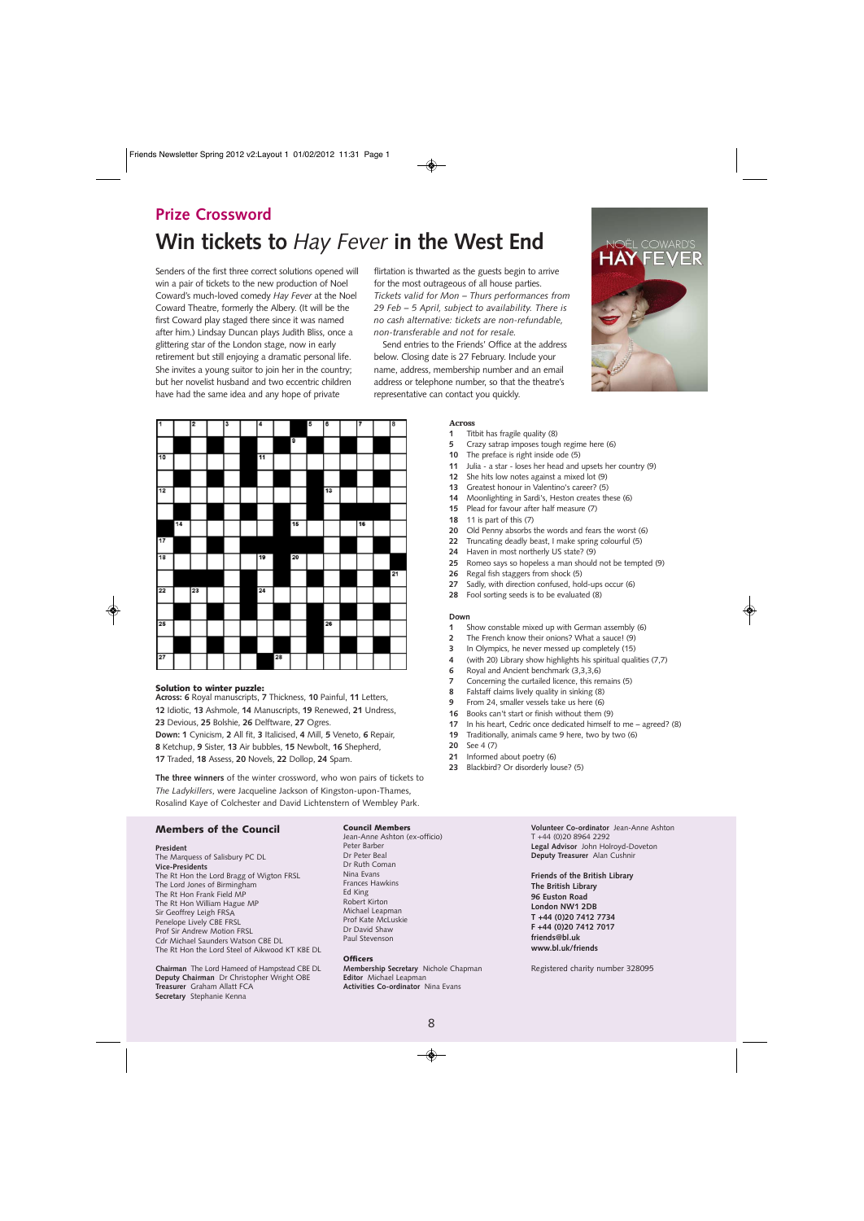## Prize Crossword

# Win tickets to *Hay Fever* in the West End

Senders of the first three correct solutions opened will win a pair of tickets to the new production of Noel Coward's much-loved comedy *Hay Fever* at the Noel Coward Theatre, formerly the Albery. (It will be the first Coward play staged there since it was named after him.) Lindsay Duncan plays Judith Bliss, once a glittering star of the London stage, now in early retirement but still enjoying a dramatic personal life. She invites a young suitor to join her in the country; but her novelist husband and two eccentric children have had the same idea and any hope of private flirtation is thwarted as the guests begin to arrive for the most outrageous of all house parties. *Tickets valid for Mon – Thurs performances from 29 Feb – 5 April, subject to availability. There is no cash alternative: tickets are non-refundable, non-transferable and not for resale.*

Send entries to the Friends' Office at the address below. Closing date is 27 February. Include your name, address, membership number and an email address or telephone number, so that the theatre's representative can contact you quickly.

**Across**

- **1** Titbit has fragile quality (8)
- **5** Crazy satrap imposes tough regime here (6)
- **10** The preface is right inside ode (5)
- **11** Julia - a star - loses her head and upsets her country (9)
- **12** She hits low notes against a mixed lot (9)
- **13** Greatest honour in Valentino's career? (5)
- **14** Moonlighting in Sardi's, Heston creates these (6)
- **15** Plead for favour after half measure (7)
- **18** 11 is part of this (7)
- **20** Old Penny absorbs the words and fears the worst (6)
- **22** Truncating deadly beast, I make spring colourful (5)
- **24** Haven in most northerly US state? (9)
- **25** Romeo says so hopeless a man should not be tempted (9)
- **26** Regal fish staggers from shock (5)
- **27** Sadly, with direction confused, hold-ups occur (6)
- **28** Fool sorting seeds is to be evaluated (8)

**Down**

- **1** Show constable mixed up with German assembly (6)
- **2** The French know their onions? What a sauce! (9)
- **3** In Olympics, he never messed up completely (15)
- **4** (with 20) Library show highlights his spiritual qualities (7,7)
- **6** Royal and Ancient benchmark (3,3,3,6)
- **7** Concerning the curtailed licence, this remains (5)
- **8** Falstaff claims lively quality in sinking (8)
- **9** From 24, smaller vessels take us here (6)
- **16** Books can't start or finish without them (9)
- **17** In his heart, Cedric once dedicated himself to me – agreed? (8)
- **19** Traditionally, animals came 9 here, two by two (6)
- **20** See 4 (7)
- **21** Informed about poetry (6)
- **23** Blackbird? Or disorderly louse? (5)

**Solution to winter puzzle:**

**Across:** **6** Royal manuscripts, **7** Thickness, **10** Painful, **11** Letters, **12** Idiotic, **13** Ashmole, **14** Manuscripts, **19** Renewed, **21** Undress, **23** Devious, **25** Bolshie, **26** Delftware, **27** Ogres.

**Down:** **1** Cynicism, **2** All fit, **3** Italicised, **4** Mill, **5** Veneto, **6** Repair, **8** Ketchup, **9** Sister, **13** Air bubbles, **15** Newbolt, **16** Shepherd, **17** Traded, **18** Assess, **20** Novels, **22** Dollop, **24** Spam.

**The three winners** of the winter crossword, who won pairs of tickets to *The Ladykillers*, were Jacqueline Jackson of Kingston-upon-Thames, Rosalind Kaye of Colchester and David Lichtenstern of Wembley Park.

## Members of the Council

**President**
The Marquess of Salisbury PC DL

**Vice-Presidents**
The Rt Hon the Lord Bragg of Wigton FRSL
The Lord Jones of Birmingham
The Rt Hon Frank Field MP
The Rt Hon William Hague MP
Sir Geoffrey Leigh FRSA
Penelope Lively CBE FRSL
Prof Sir Andrew Motion FRSL
Cdr Michael Saunders Watson CBE DL
The Rt Hon the Lord Steel of Aikwood KT KBE DL

**Chairman** The Lord Hameed of Hampstead CBE DL
**Deputy Chairman** Dr Christopher Wright OBE
**Treasurer** Graham Allatt FCA
**Secretary** Stephanie Kenna

**Council Members**
Jean-Anne Ashton (ex-officio)
Peter Barber
Dr Peter Beal
Dr Ruth Coman
Nina Evans
Frances Hawkins
Ed King
Robert Kirton
Michael Leapman
Prof Kate McLuskie
Dr David Shaw
Paul Stevenson

**Officers**
**Membership Secretary** Nichole Chapman
**Editor** Michael Leapman
**Activities Co-ordinator** Nina Evans

**Volunteer Co-ordinator** Jean-Anne Ashton
T +44 (0)20 8964 2292
**Legal Advisor** John Holroyd-Doveton
**Deputy Treasurer** Alan Cushnir

**Friends of the British Library**
**The British Library**
**96 Euston Road**
**London NW1 2DB**
**T +44 (0)20 7412 7734**
**F +44 (0)20 7412 7017**
**friends@bl.uk**
**www.bl.uk/friends**

Registered charity number 328095